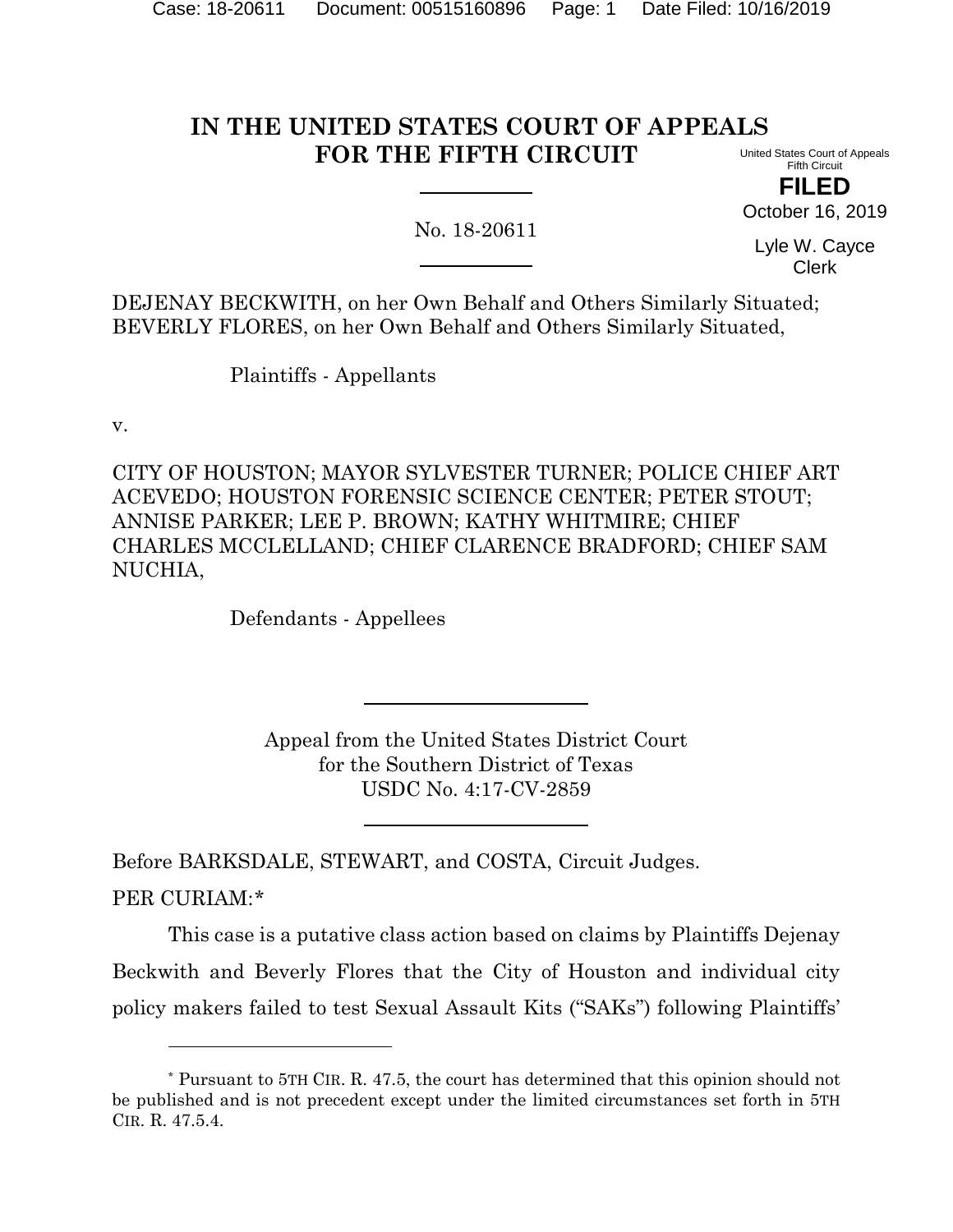# IN THE UNITED STATES COURT OF APPEALS FOR THE FIFTH CIRCUIT

United States Court of Appeals
Fifth Circuit

**FILED**

October 16, 2019

Lyle W. Cayce
Clerk

No. 18-20611

DEJENAY BECKWITH, on her Own Behalf and Others Similarly Situated; BEVERLY FLORES, on her Own Behalf and Others Similarly Situated,

Plaintiffs - Appellants

v.

CITY OF HOUSTON; MAYOR SYLVESTER TURNER; POLICE CHIEF ART ACEVEDO; HOUSTON FORENSIC SCIENCE CENTER; PETER STOUT; ANNISE PARKER; LEE P. BROWN; KATHY WHITMIRE; CHIEF CHARLES MCCLELLAND; CHIEF CLARENCE BRADFORD; CHIEF SAM NUCHIA,

Defendants - Appellees

Appeal from the United States District Court
for the Southern District of Texas
USDC No. 4:17-CV-2859

Before BARKSDALE, STEWART, and COSTA, Circuit Judges.

PER CURIAM:*

This case is a putative class action based on claims by Plaintiffs Dejenay Beckwith and Beverly Flores that the City of Houston and individual city policy makers failed to test Sexual Assault Kits ("SAKs") following Plaintiffs'

---

* Pursuant to 5TH CIR. R. 47.5, the court has determined that this opinion should not be published and is not precedent except under the limited circumstances set forth in 5TH CIR. R. 47.5.4.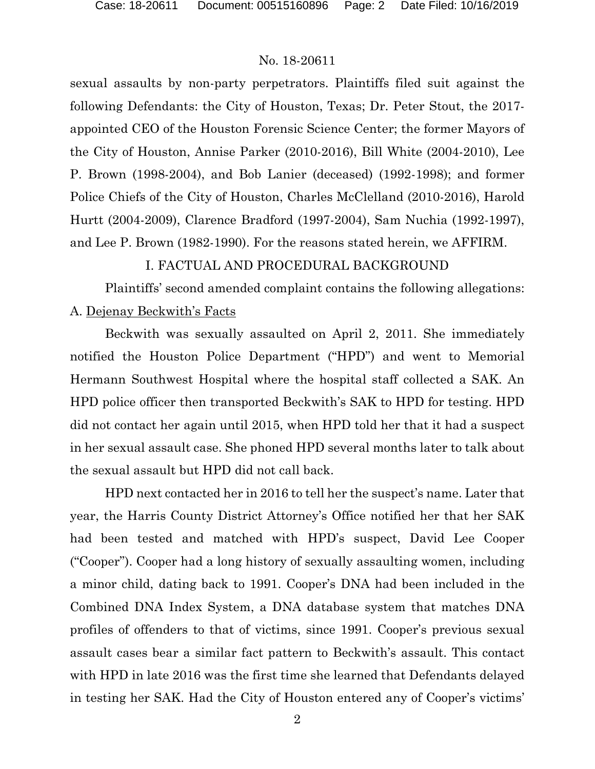sexual assaults by non-party perpetrators. Plaintiffs filed suit against the following Defendants: the City of Houston, Texas; Dr. Peter Stout, the 2017-appointed CEO of the Houston Forensic Science Center; the former Mayors of the City of Houston, Annise Parker (2010-2016), Bill White (2004-2010), Lee P. Brown (1998-2004), and Bob Lanier (deceased) (1992-1998); and former Police Chiefs of the City of Houston, Charles McClelland (2010-2016), Harold Hurtt (2004-2009), Clarence Bradford (1997-2004), Sam Nuchia (1992-1997), and Lee P. Brown (1982-1990). For the reasons stated herein, we AFFIRM.

## I. FACTUAL AND PROCEDURAL BACKGROUND

Plaintiffs' second amended complaint contains the following allegations:

### A. Dejenay Beckwith's Facts

Beckwith was sexually assaulted on April 2, 2011. She immediately notified the Houston Police Department ("HPD") and went to Memorial Hermann Southwest Hospital where the hospital staff collected a SAK. An HPD police officer then transported Beckwith's SAK to HPD for testing. HPD did not contact her again until 2015, when HPD told her that it had a suspect in her sexual assault case. She phoned HPD several months later to talk about the sexual assault but HPD did not call back.

HPD next contacted her in 2016 to tell her the suspect's name. Later that year, the Harris County District Attorney's Office notified her that her SAK had been tested and matched with HPD's suspect, David Lee Cooper ("Cooper"). Cooper had a long history of sexually assaulting women, including a minor child, dating back to 1991. Cooper's DNA had been included in the Combined DNA Index System, a DNA database system that matches DNA profiles of offenders to that of victims, since 1991. Cooper's previous sexual assault cases bear a similar fact pattern to Beckwith's assault. This contact with HPD in late 2016 was the first time she learned that Defendants delayed in testing her SAK. Had the City of Houston entered any of Cooper's victims'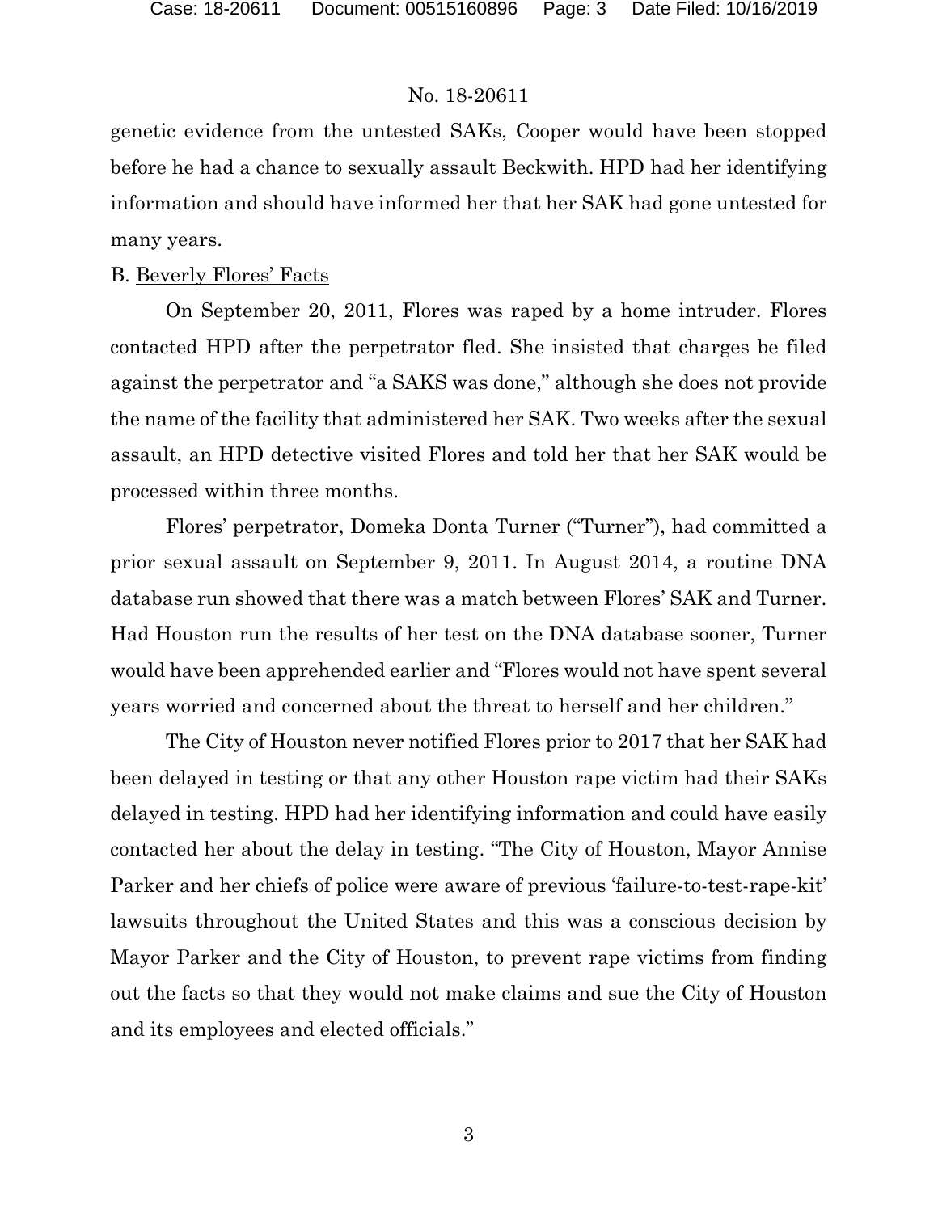genetic evidence from the untested SAKs, Cooper would have been stopped before he had a chance to sexually assault Beckwith. HPD had her identifying information and should have informed her that her SAK had gone untested for many years.

B. Beverly Flores' Facts

On September 20, 2011, Flores was raped by a home intruder. Flores contacted HPD after the perpetrator fled. She insisted that charges be filed against the perpetrator and "a SAKS was done," although she does not provide the name of the facility that administered her SAK. Two weeks after the sexual assault, an HPD detective visited Flores and told her that her SAK would be processed within three months.

Flores' perpetrator, Domeka Donta Turner ("Turner"), had committed a prior sexual assault on September 9, 2011. In August 2014, a routine DNA database run showed that there was a match between Flores' SAK and Turner. Had Houston run the results of her test on the DNA database sooner, Turner would have been apprehended earlier and "Flores would not have spent several years worried and concerned about the threat to herself and her children."

The City of Houston never notified Flores prior to 2017 that her SAK had been delayed in testing or that any other Houston rape victim had their SAKs delayed in testing. HPD had her identifying information and could have easily contacted her about the delay in testing. "The City of Houston, Mayor Annise Parker and her chiefs of police were aware of previous 'failure-to-test-rape-kit' lawsuits throughout the United States and this was a conscious decision by Mayor Parker and the City of Houston, to prevent rape victims from finding out the facts so that they would not make claims and sue the City of Houston and its employees and elected officials."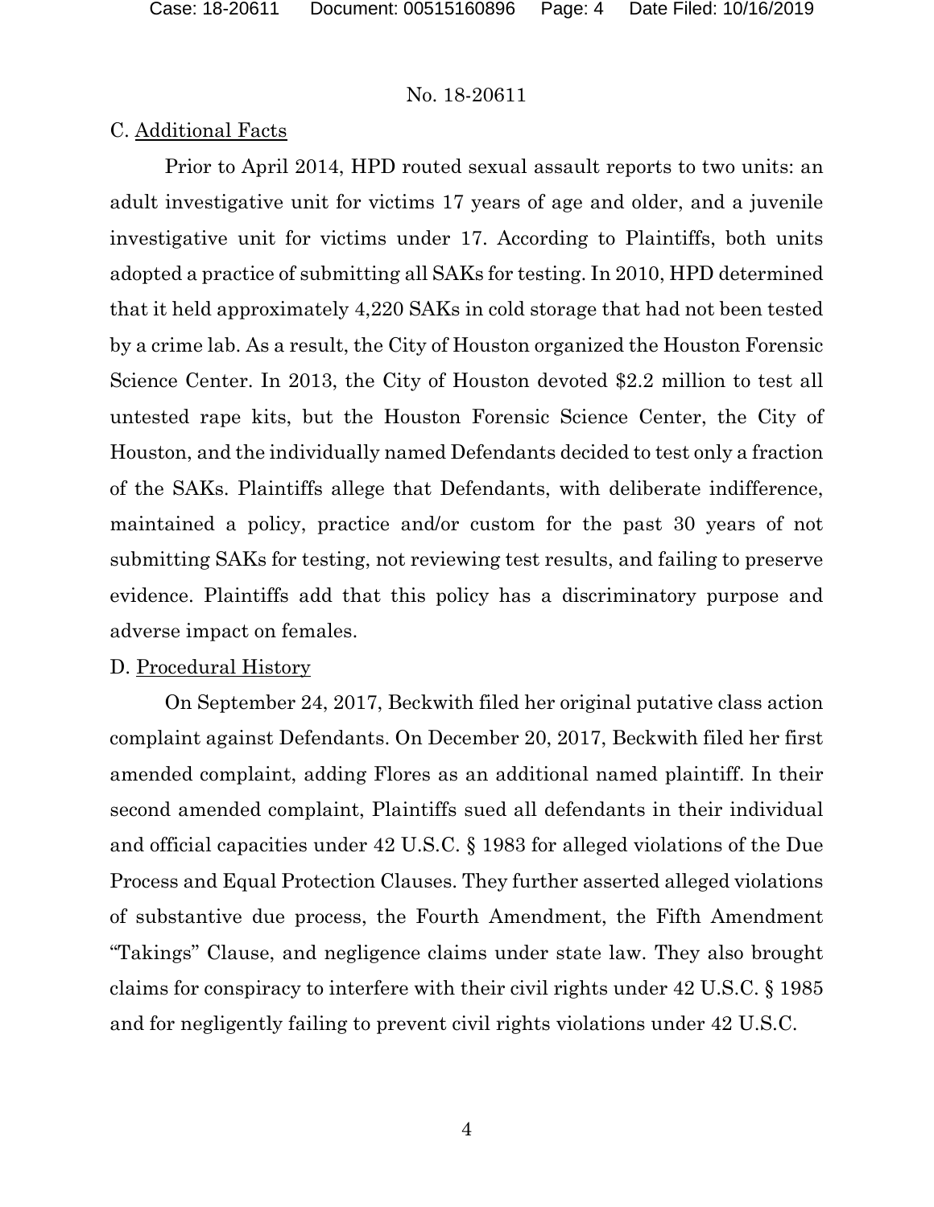No. 18-20611

C. Additional Facts

Prior to April 2014, HPD routed sexual assault reports to two units: an adult investigative unit for victims 17 years of age and older, and a juvenile investigative unit for victims under 17. According to Plaintiffs, both units adopted a practice of submitting all SAKs for testing. In 2010, HPD determined that it held approximately 4,220 SAKs in cold storage that had not been tested by a crime lab. As a result, the City of Houston organized the Houston Forensic Science Center. In 2013, the City of Houston devoted $2.2 million to test all untested rape kits, but the Houston Forensic Science Center, the City of Houston, and the individually named Defendants decided to test only a fraction of the SAKs. Plaintiffs allege that Defendants, with deliberate indifference, maintained a policy, practice and/or custom for the past 30 years of not submitting SAKs for testing, not reviewing test results, and failing to preserve evidence. Plaintiffs add that this policy has a discriminatory purpose and adverse impact on females.

D. Procedural History

On September 24, 2017, Beckwith filed her original putative class action complaint against Defendants. On December 20, 2017, Beckwith filed her first amended complaint, adding Flores as an additional named plaintiff. In their second amended complaint, Plaintiffs sued all defendants in their individual and official capacities under 42 U.S.C. § 1983 for alleged violations of the Due Process and Equal Protection Clauses. They further asserted alleged violations of substantive due process, the Fourth Amendment, the Fifth Amendment "Takings" Clause, and negligence claims under state law. They also brought claims for conspiracy to interfere with their civil rights under 42 U.S.C. § 1985 and for negligently failing to prevent civil rights violations under 42 U.S.C.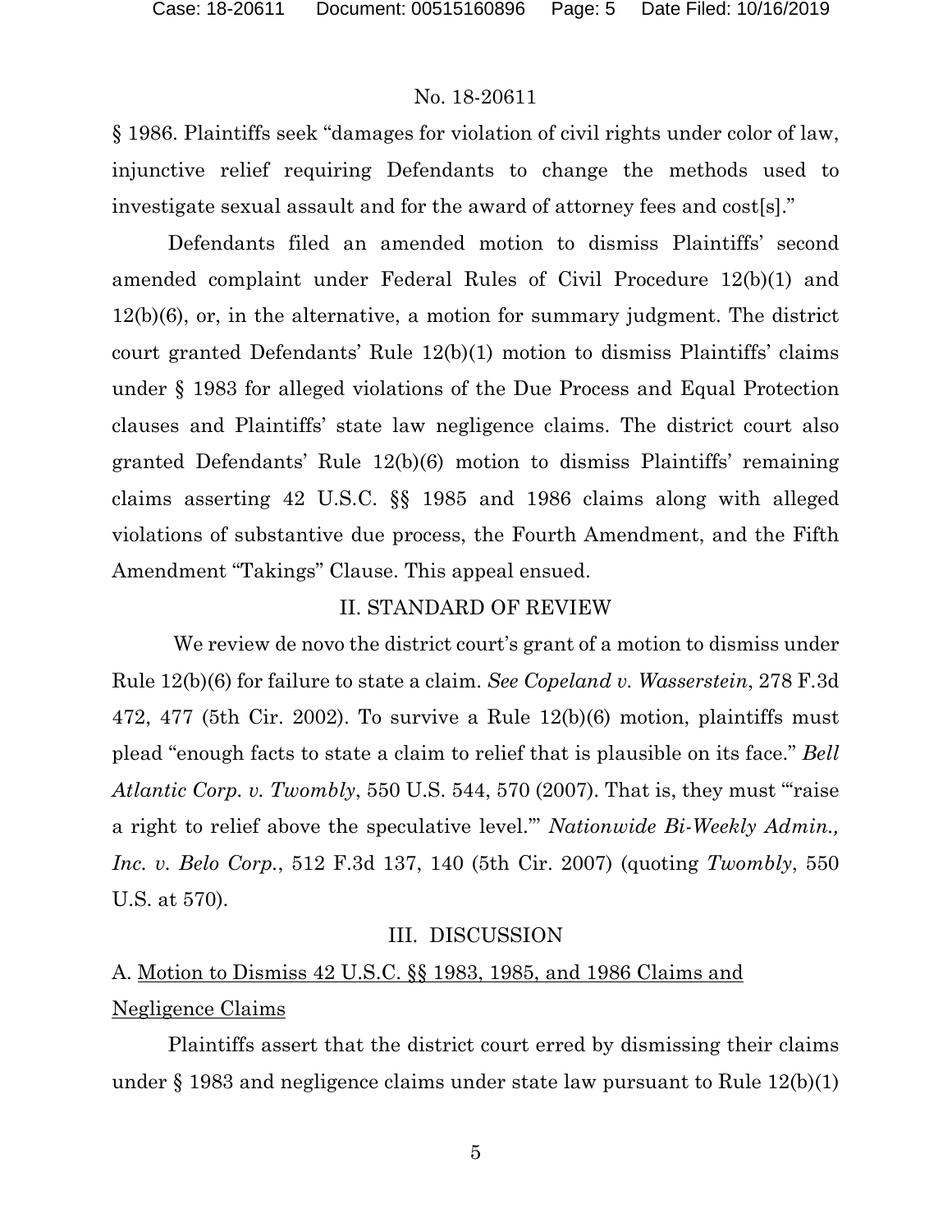§ 1986. Plaintiffs seek "damages for violation of civil rights under color of law, injunctive relief requiring Defendants to change the methods used to investigate sexual assault and for the award of attorney fees and cost[s]."

Defendants filed an amended motion to dismiss Plaintiffs' second amended complaint under Federal Rules of Civil Procedure 12(b)(1) and 12(b)(6), or, in the alternative, a motion for summary judgment. The district court granted Defendants' Rule 12(b)(1) motion to dismiss Plaintiffs' claims under § 1983 for alleged violations of the Due Process and Equal Protection clauses and Plaintiffs' state law negligence claims. The district court also granted Defendants' Rule 12(b)(6) motion to dismiss Plaintiffs' remaining claims asserting 42 U.S.C. §§ 1985 and 1986 claims along with alleged violations of substantive due process, the Fourth Amendment, and the Fifth Amendment "Takings" Clause. This appeal ensued.

## II. STANDARD OF REVIEW

We review de novo the district court's grant of a motion to dismiss under Rule 12(b)(6) for failure to state a claim. *See Copeland v. Wasserstein*, 278 F.3d 472, 477 (5th Cir. 2002). To survive a Rule 12(b)(6) motion, plaintiffs must plead "enough facts to state a claim to relief that is plausible on its face." *Bell Atlantic Corp. v. Twombly*, 550 U.S. 544, 570 (2007). That is, they must "'raise a right to relief above the speculative level.'" *Nationwide Bi-Weekly Admin., Inc. v. Belo Corp.*, 512 F.3d 137, 140 (5th Cir. 2007) (quoting *Twombly*, 550 U.S. at 570).

## III. DISCUSSION

### A. Motion to Dismiss 42 U.S.C. §§ 1983, 1985, and 1986 Claims and Negligence Claims

Plaintiffs assert that the district court erred by dismissing their claims under § 1983 and negligence claims under state law pursuant to Rule 12(b)(1)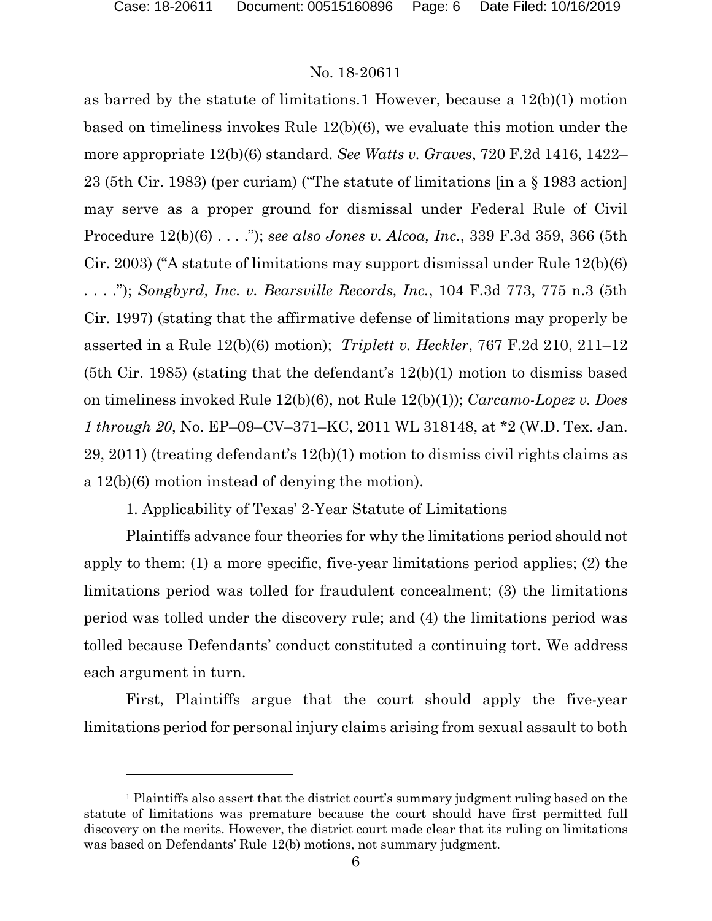as barred by the statute of limitations.[1] However, because a 12(b)(1) motion based on timeliness invokes Rule 12(b)(6), we evaluate this motion under the more appropriate 12(b)(6) standard. *See Watts v. Graves*, 720 F.2d 1416, 1422–23 (5th Cir. 1983) (per curiam) ("The statute of limitations [in a § 1983 action] may serve as a proper ground for dismissal under Federal Rule of Civil Procedure 12(b)(6) . . . ."); *see also Jones v. Alcoa, Inc.*, 339 F.3d 359, 366 (5th Cir. 2003) ("A statute of limitations may support dismissal under Rule 12(b)(6) . . . ."); *Songbyrd, Inc. v. Bearsville Records, Inc.*, 104 F.3d 773, 775 n.3 (5th Cir. 1997) (stating that the affirmative defense of limitations may properly be asserted in a Rule 12(b)(6) motion); *Triplett v. Heckler*, 767 F.2d 210, 211–12 (5th Cir. 1985) (stating that the defendant's 12(b)(1) motion to dismiss based on timeliness invoked Rule 12(b)(6), not Rule 12(b)(1)); *Carcamo-Lopez v. Does 1 through 20*, No. EP–09–CV–371–KC, 2011 WL 318148, at *2 (W.D. Tex. Jan. 29, 2011) (treating defendant's 12(b)(1) motion to dismiss civil rights claims as a 12(b)(6) motion instead of denying the motion).

1. <u>Applicability of Texas' 2-Year Statute of Limitations</u>

Plaintiffs advance four theories for why the limitations period should not apply to them: (1) a more specific, five-year limitations period applies; (2) the limitations period was tolled for fraudulent concealment; (3) the limitations period was tolled under the discovery rule; and (4) the limitations period was tolled because Defendants' conduct constituted a continuing tort. We address each argument in turn.

First, Plaintiffs argue that the court should apply the five-year limitations period for personal injury claims arising from sexual assault to both

---

[1] Plaintiffs also assert that the district court's summary judgment ruling based on the statute of limitations was premature because the court should have first permitted full discovery on the merits. However, the district court made clear that its ruling on limitations was based on Defendants' Rule 12(b) motions, not summary judgment.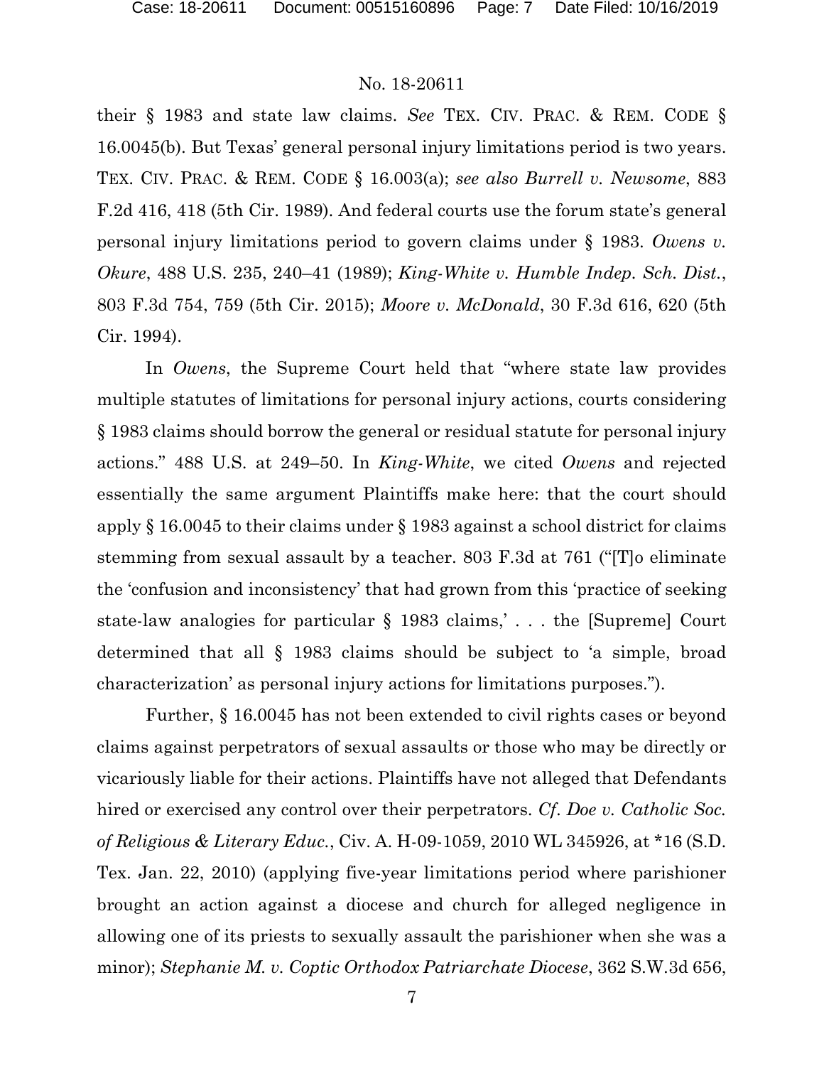their § 1983 and state law claims. *See* TEX. CIV. PRAC. & REM. CODE § 16.0045(b). But Texas' general personal injury limitations period is two years. TEX. CIV. PRAC. & REM. CODE § 16.003(a); *see also Burrell v. Newsome*, 883 F.2d 416, 418 (5th Cir. 1989). And federal courts use the forum state's general personal injury limitations period to govern claims under § 1983. *Owens v. Okure*, 488 U.S. 235, 240–41 (1989); *King-White v. Humble Indep. Sch. Dist.*, 803 F.3d 754, 759 (5th Cir. 2015); *Moore v. McDonald*, 30 F.3d 616, 620 (5th Cir. 1994).

In *Owens*, the Supreme Court held that "where state law provides multiple statutes of limitations for personal injury actions, courts considering § 1983 claims should borrow the general or residual statute for personal injury actions." 488 U.S. at 249–50. In *King-White*, we cited *Owens* and rejected essentially the same argument Plaintiffs make here: that the court should apply § 16.0045 to their claims under § 1983 against a school district for claims stemming from sexual assault by a teacher. 803 F.3d at 761 ("[T]o eliminate the 'confusion and inconsistency' that had grown from this 'practice of seeking state-law analogies for particular § 1983 claims,' . . . the [Supreme] Court determined that all § 1983 claims should be subject to 'a simple, broad characterization' as personal injury actions for limitations purposes.").

Further, § 16.0045 has not been extended to civil rights cases or beyond claims against perpetrators of sexual assaults or those who may be directly or vicariously liable for their actions. Plaintiffs have not alleged that Defendants hired or exercised any control over their perpetrators. *Cf. Doe v. Catholic Soc. of Religious & Literary Educ.*, Civ. A. H-09-1059, 2010 WL 345926, at *16 (S.D. Tex. Jan. 22, 2010) (applying five-year limitations period where parishioner brought an action against a diocese and church for alleged negligence in allowing one of its priests to sexually assault the parishioner when she was a minor); *Stephanie M. v. Coptic Orthodox Patriarchate Diocese*, 362 S.W.3d 656,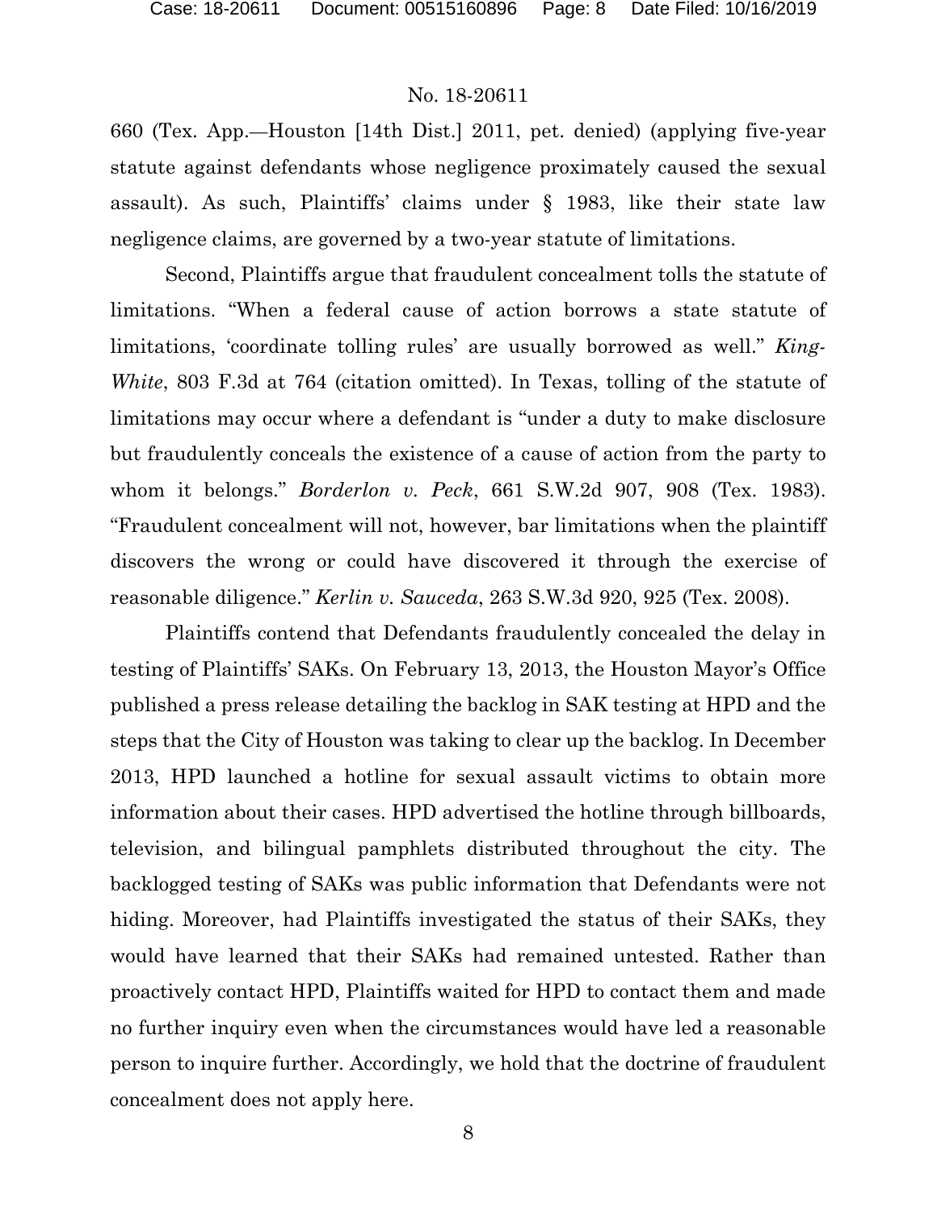660 (Tex. App.—Houston [14th Dist.] 2011, pet. denied) (applying five-year statute against defendants whose negligence proximately caused the sexual assault). As such, Plaintiffs' claims under § 1983, like their state law negligence claims, are governed by a two-year statute of limitations.

Second, Plaintiffs argue that fraudulent concealment tolls the statute of limitations. "When a federal cause of action borrows a state statute of limitations, 'coordinate tolling rules' are usually borrowed as well." *King-White*, 803 F.3d at 764 (citation omitted). In Texas, tolling of the statute of limitations may occur where a defendant is "under a duty to make disclosure but fraudulently conceals the existence of a cause of action from the party to whom it belongs." *Borderlon v. Peck*, 661 S.W.2d 907, 908 (Tex. 1983). "Fraudulent concealment will not, however, bar limitations when the plaintiff discovers the wrong or could have discovered it through the exercise of reasonable diligence." *Kerlin v. Sauceda*, 263 S.W.3d 920, 925 (Tex. 2008).

Plaintiffs contend that Defendants fraudulently concealed the delay in testing of Plaintiffs' SAKs. On February 13, 2013, the Houston Mayor's Office published a press release detailing the backlog in SAK testing at HPD and the steps that the City of Houston was taking to clear up the backlog. In December 2013, HPD launched a hotline for sexual assault victims to obtain more information about their cases. HPD advertised the hotline through billboards, television, and bilingual pamphlets distributed throughout the city. The backlogged testing of SAKs was public information that Defendants were not hiding. Moreover, had Plaintiffs investigated the status of their SAKs, they would have learned that their SAKs had remained untested. Rather than proactively contact HPD, Plaintiffs waited for HPD to contact them and made no further inquiry even when the circumstances would have led a reasonable person to inquire further. Accordingly, we hold that the doctrine of fraudulent concealment does not apply here.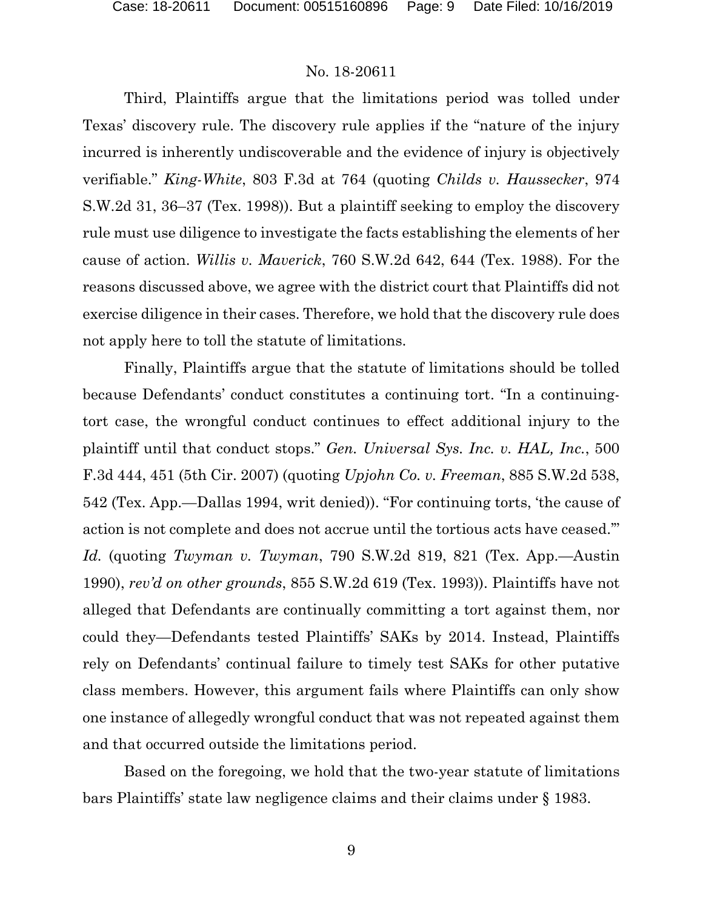No. 18-20611

Third, Plaintiffs argue that the limitations period was tolled under Texas' discovery rule. The discovery rule applies if the "nature of the injury incurred is inherently undiscoverable and the evidence of injury is objectively verifiable." *King-White*, 803 F.3d at 764 (quoting *Childs v. Haussecker*, 974 S.W.2d 31, 36–37 (Tex. 1998)). But a plaintiff seeking to employ the discovery rule must use diligence to investigate the facts establishing the elements of her cause of action. *Willis v. Maverick*, 760 S.W.2d 642, 644 (Tex. 1988). For the reasons discussed above, we agree with the district court that Plaintiffs did not exercise diligence in their cases. Therefore, we hold that the discovery rule does not apply here to toll the statute of limitations.

Finally, Plaintiffs argue that the statute of limitations should be tolled because Defendants' conduct constitutes a continuing tort. "In a continuing-tort case, the wrongful conduct continues to effect additional injury to the plaintiff until that conduct stops." *Gen. Universal Sys. Inc. v. HAL, Inc.*, 500 F.3d 444, 451 (5th Cir. 2007) (quoting *Upjohn Co. v. Freeman*, 885 S.W.2d 538, 542 (Tex. App.—Dallas 1994, writ denied)). "For continuing torts, 'the cause of action is not complete and does not accrue until the tortious acts have ceased.'" *Id.* (quoting *Twyman v. Twyman*, 790 S.W.2d 819, 821 (Tex. App.—Austin 1990), *rev'd on other grounds*, 855 S.W.2d 619 (Tex. 1993)). Plaintiffs have not alleged that Defendants are continually committing a tort against them, nor could they—Defendants tested Plaintiffs' SAKs by 2014. Instead, Plaintiffs rely on Defendants' continual failure to timely test SAKs for other putative class members. However, this argument fails where Plaintiffs can only show one instance of allegedly wrongful conduct that was not repeated against them and that occurred outside the limitations period.

Based on the foregoing, we hold that the two-year statute of limitations bars Plaintiffs' state law negligence claims and their claims under § 1983.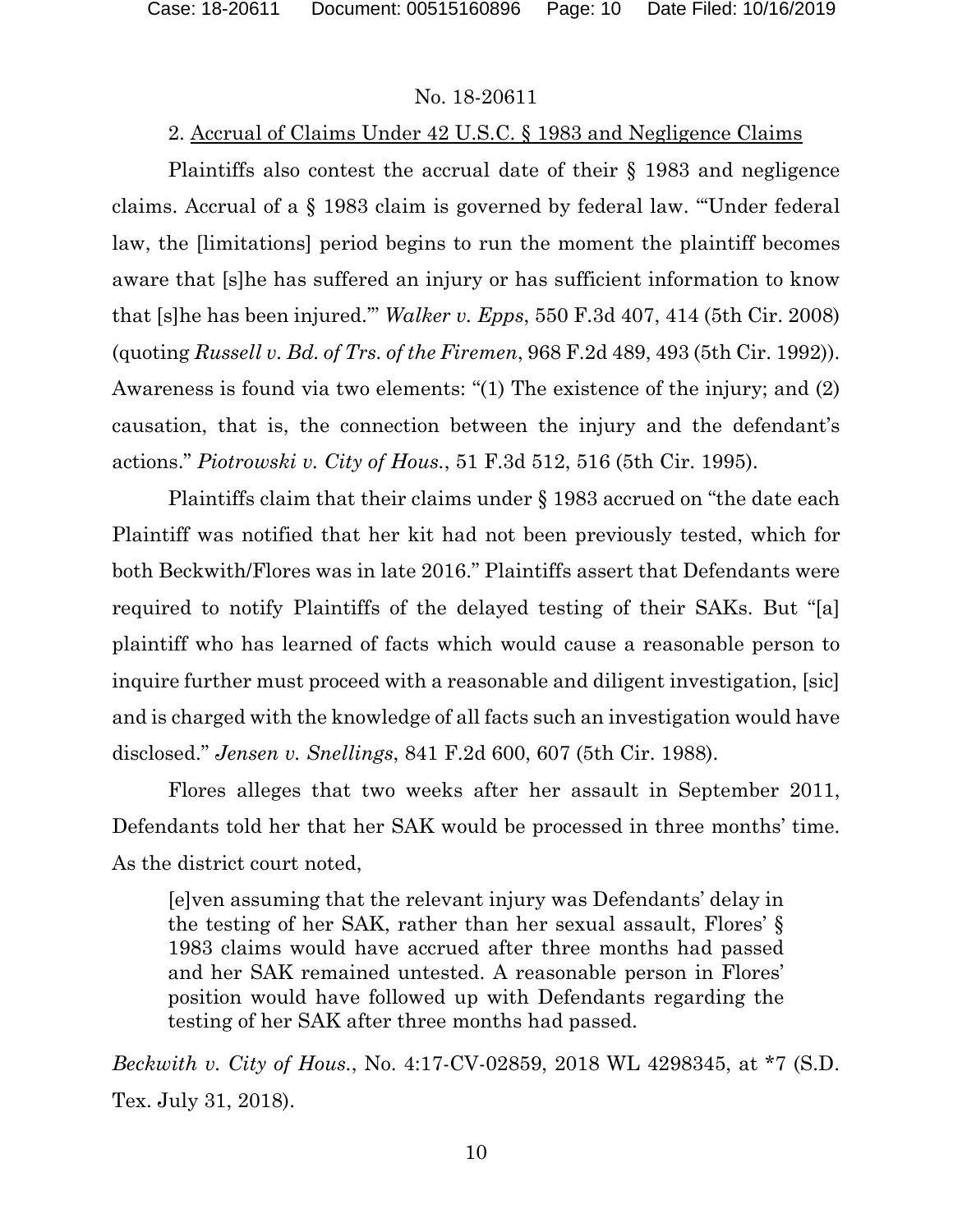No. 18-20611

2. Accrual of Claims Under 42 U.S.C. § 1983 and Negligence Claims

Plaintiffs also contest the accrual date of their § 1983 and negligence claims. Accrual of a § 1983 claim is governed by federal law. "'Under federal law, the [limitations] period begins to run the moment the plaintiff becomes aware that [s]he has suffered an injury or has sufficient information to know that [s]he has been injured.'" *Walker v. Epps*, 550 F.3d 407, 414 (5th Cir. 2008) (quoting *Russell v. Bd. of Trs. of the Firemen*, 968 F.2d 489, 493 (5th Cir. 1992)). Awareness is found via two elements: "(1) The existence of the injury; and (2) causation, that is, the connection between the injury and the defendant's actions." *Piotrowski v. City of Hous.*, 51 F.3d 512, 516 (5th Cir. 1995).

Plaintiffs claim that their claims under § 1983 accrued on "the date each Plaintiff was notified that her kit had not been previously tested, which for both Beckwith/Flores was in late 2016." Plaintiffs assert that Defendants were required to notify Plaintiffs of the delayed testing of their SAKs. But "[a] plaintiff who has learned of facts which would cause a reasonable person to inquire further must proceed with a reasonable and diligent investigation, [sic] and is charged with the knowledge of all facts such an investigation would have disclosed." *Jensen v. Snellings*, 841 F.2d 600, 607 (5th Cir. 1988).

Flores alleges that two weeks after her assault in September 2011, Defendants told her that her SAK would be processed in three months' time. As the district court noted,

> [e]ven assuming that the relevant injury was Defendants' delay in the testing of her SAK, rather than her sexual assault, Flores' § 1983 claims would have accrued after three months had passed and her SAK remained untested. A reasonable person in Flores' position would have followed up with Defendants regarding the testing of her SAK after three months had passed.

*Beckwith v. City of Hous.*, No. 4:17-CV-02859, 2018 WL 4298345, at *7 (S.D. Tex. July 31, 2018).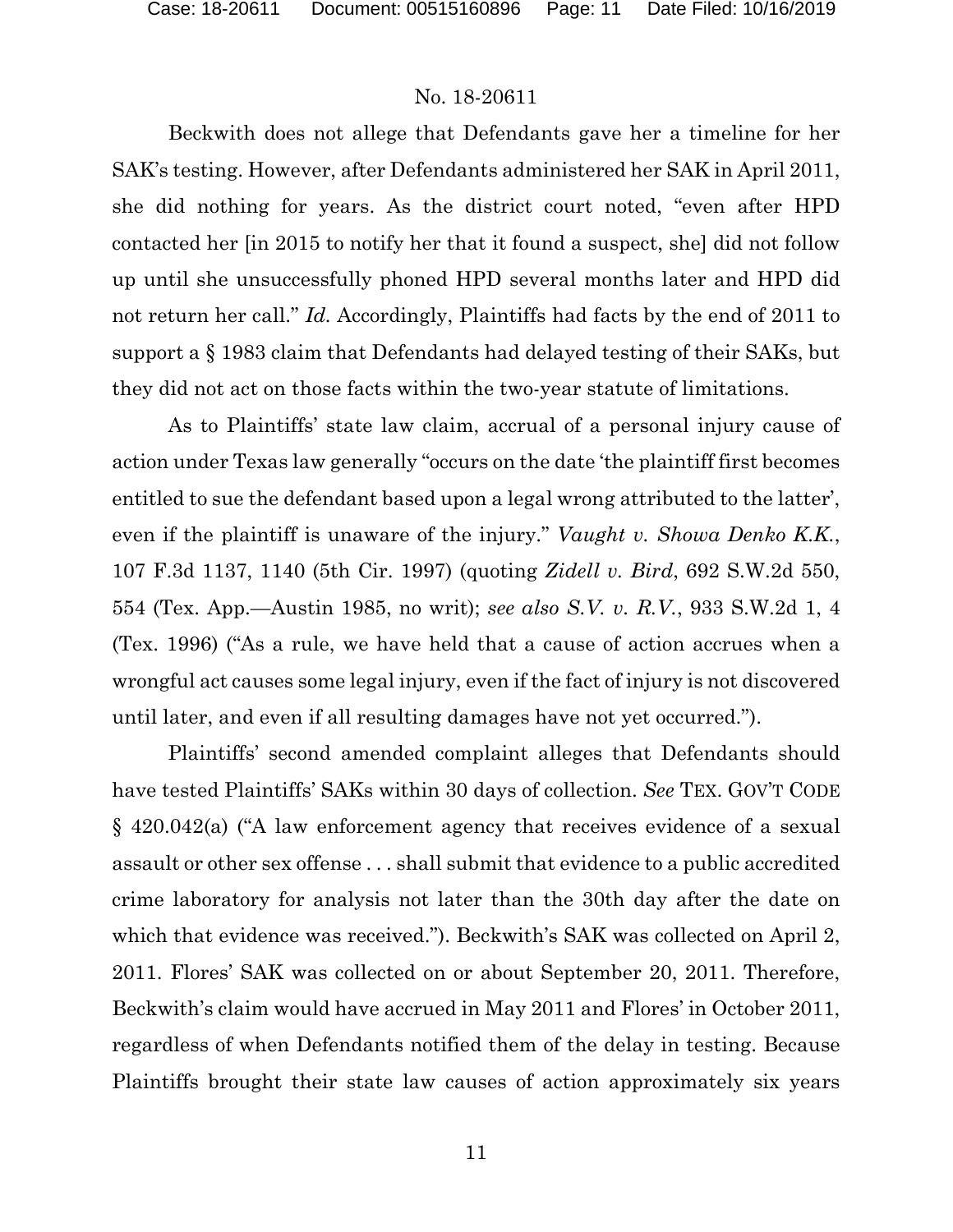Beckwith does not allege that Defendants gave her a timeline for her SAK's testing. However, after Defendants administered her SAK in April 2011, she did nothing for years. As the district court noted, "even after HPD contacted her [in 2015 to notify her that it found a suspect, she] did not follow up until she unsuccessfully phoned HPD several months later and HPD did not return her call." *Id.* Accordingly, Plaintiffs had facts by the end of 2011 to support a § 1983 claim that Defendants had delayed testing of their SAKs, but they did not act on those facts within the two-year statute of limitations.

As to Plaintiffs' state law claim, accrual of a personal injury cause of action under Texas law generally "occurs on the date 'the plaintiff first becomes entitled to sue the defendant based upon a legal wrong attributed to the latter', even if the plaintiff is unaware of the injury." *Vaught v. Showa Denko K.K.*, 107 F.3d 1137, 1140 (5th Cir. 1997) (quoting *Zidell v. Bird*, 692 S.W.2d 550, 554 (Tex. App.—Austin 1985, no writ); *see also S.V. v. R.V.*, 933 S.W.2d 1, 4 (Tex. 1996) ("As a rule, we have held that a cause of action accrues when a wrongful act causes some legal injury, even if the fact of injury is not discovered until later, and even if all resulting damages have not yet occurred.").

Plaintiffs' second amended complaint alleges that Defendants should have tested Plaintiffs' SAKs within 30 days of collection. *See* TEX. GOV'T CODE § 420.042(a) ("A law enforcement agency that receives evidence of a sexual assault or other sex offense . . . shall submit that evidence to a public accredited crime laboratory for analysis not later than the 30th day after the date on which that evidence was received."). Beckwith's SAK was collected on April 2, 2011. Flores' SAK was collected on or about September 20, 2011. Therefore, Beckwith's claim would have accrued in May 2011 and Flores' in October 2011, regardless of when Defendants notified them of the delay in testing. Because Plaintiffs brought their state law causes of action approximately six years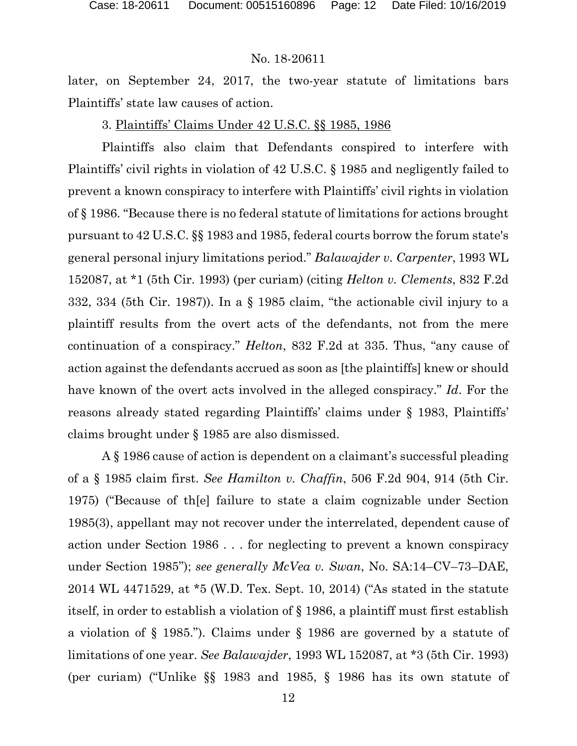later, on September 24, 2017, the two-year statute of limitations bars Plaintiffs' state law causes of action.

3. Plaintiffs' Claims Under 42 U.S.C. §§ 1985, 1986

Plaintiffs also claim that Defendants conspired to interfere with Plaintiffs' civil rights in violation of 42 U.S.C. § 1985 and negligently failed to prevent a known conspiracy to interfere with Plaintiffs' civil rights in violation of § 1986. "Because there is no federal statute of limitations for actions brought pursuant to 42 U.S.C. §§ 1983 and 1985, federal courts borrow the forum state's general personal injury limitations period." *Balawajder v. Carpenter*, 1993 WL 152087, at *1 (5th Cir. 1993) (per curiam) (citing *Helton v. Clements*, 832 F.2d 332, 334 (5th Cir. 1987)). In a § 1985 claim, "the actionable civil injury to a plaintiff results from the overt acts of the defendants, not from the mere continuation of a conspiracy." *Helton*, 832 F.2d at 335. Thus, "any cause of action against the defendants accrued as soon as [the plaintiffs] knew or should have known of the overt acts involved in the alleged conspiracy." *Id*. For the reasons already stated regarding Plaintiffs' claims under § 1983, Plaintiffs' claims brought under § 1985 are also dismissed.

A § 1986 cause of action is dependent on a claimant's successful pleading of a § 1985 claim first. *See Hamilton v. Chaffin*, 506 F.2d 904, 914 (5th Cir. 1975) ("Because of th[e] failure to state a claim cognizable under Section 1985(3), appellant may not recover under the interrelated, dependent cause of action under Section 1986 . . . for neglecting to prevent a known conspiracy under Section 1985"); *see generally McVea v. Swan*, No. SA:14–CV–73–DAE, 2014 WL 4471529, at *5 (W.D. Tex. Sept. 10, 2014) ("As stated in the statute itself, in order to establish a violation of § 1986, a plaintiff must first establish a violation of § 1985."). Claims under § 1986 are governed by a statute of limitations of one year. *See Balawajder*, 1993 WL 152087, at *3 (5th Cir. 1993) (per curiam) ("Unlike §§ 1983 and 1985, § 1986 has its own statute of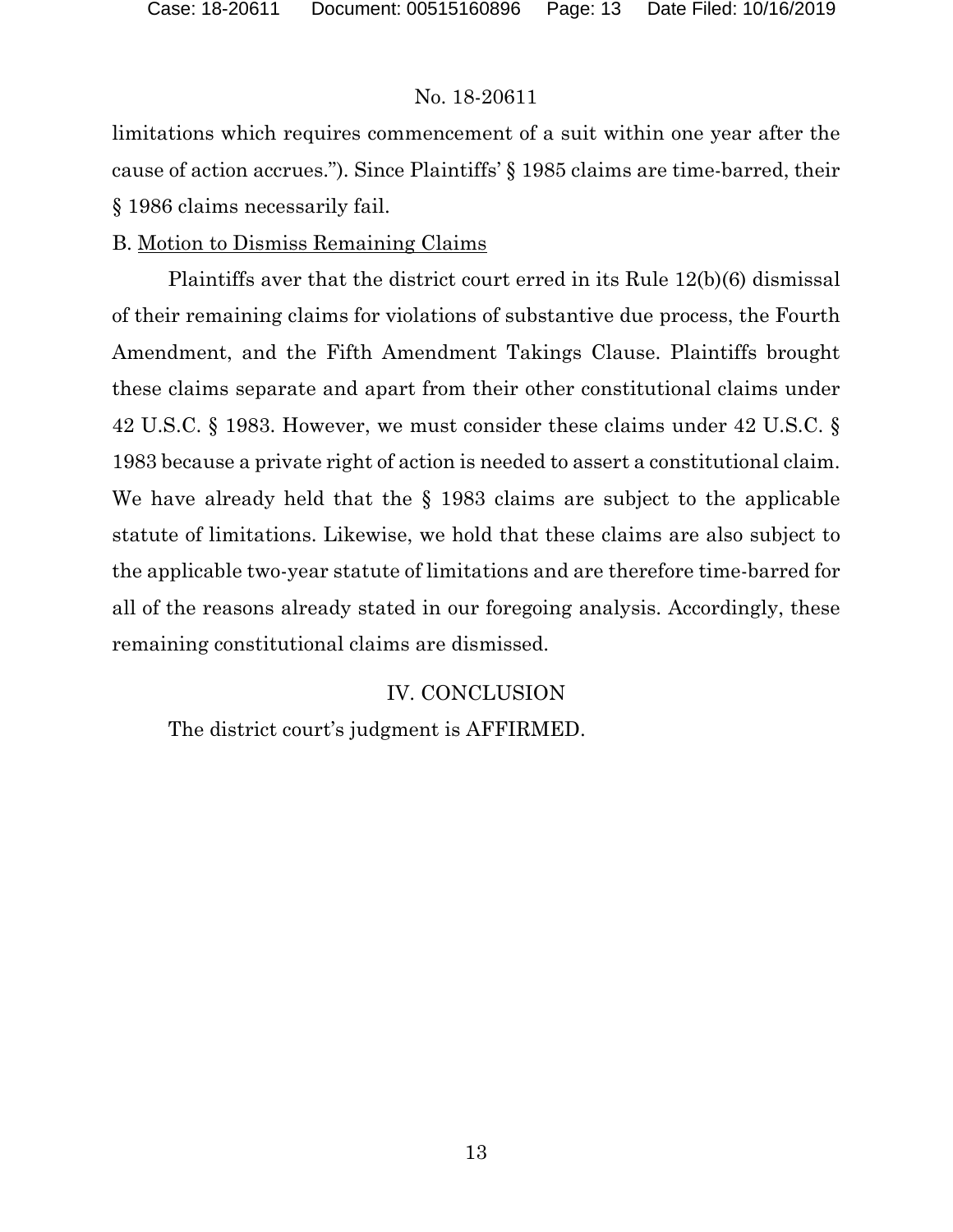limitations which requires commencement of a suit within one year after the cause of action accrues."). Since Plaintiffs' § 1985 claims are time-barred, their § 1986 claims necessarily fail.

B. Motion to Dismiss Remaining Claims

Plaintiffs aver that the district court erred in its Rule 12(b)(6) dismissal of their remaining claims for violations of substantive due process, the Fourth Amendment, and the Fifth Amendment Takings Clause. Plaintiffs brought these claims separate and apart from their other constitutional claims under 42 U.S.C. § 1983. However, we must consider these claims under 42 U.S.C. § 1983 because a private right of action is needed to assert a constitutional claim. We have already held that the § 1983 claims are subject to the applicable statute of limitations. Likewise, we hold that these claims are also subject to the applicable two-year statute of limitations and are therefore time-barred for all of the reasons already stated in our foregoing analysis. Accordingly, these remaining constitutional claims are dismissed.

## IV. CONCLUSION

The district court's judgment is AFFIRMED.